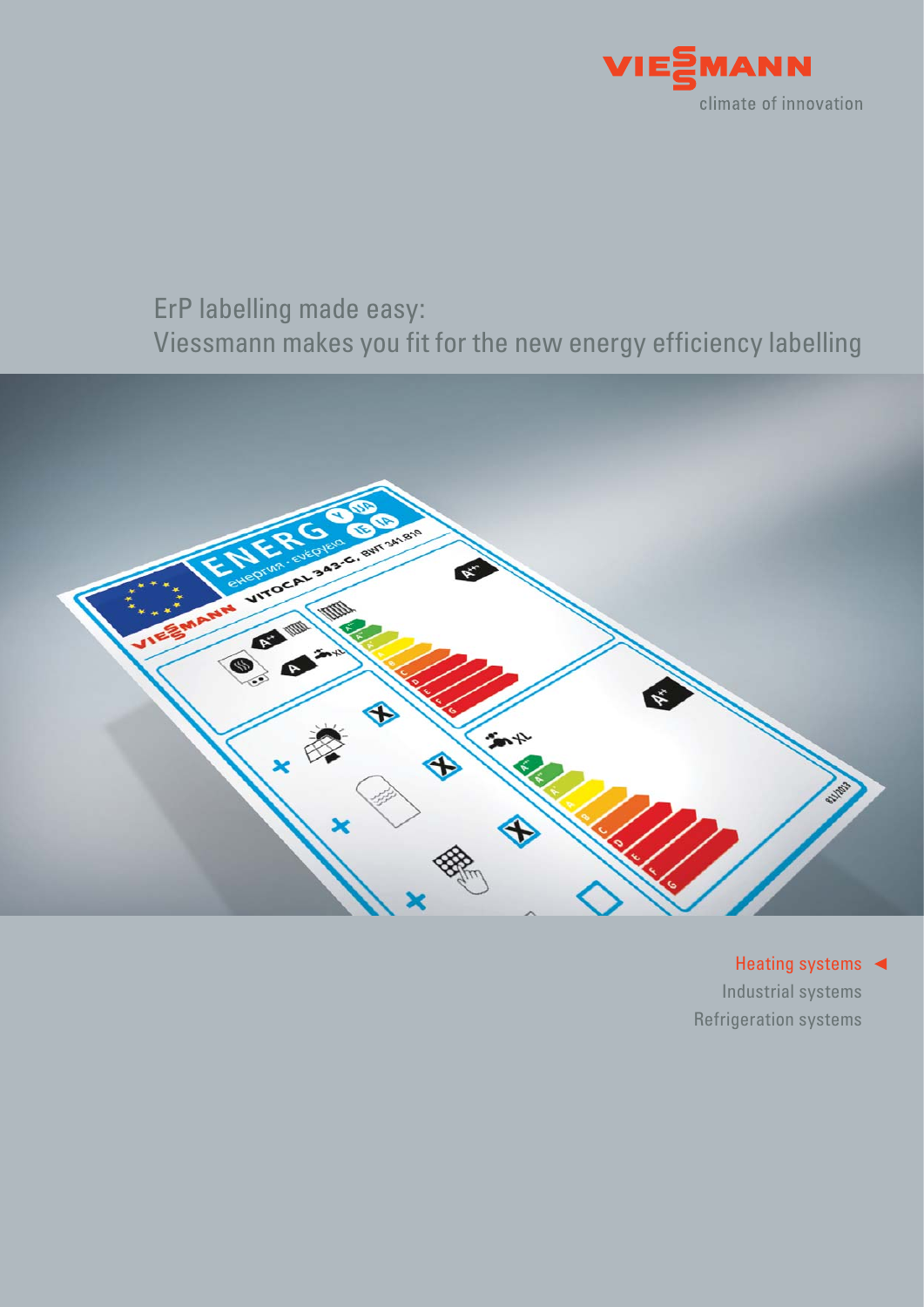VIESSMANN

climate of innovation

# ErP labelling made easy: Viessmann makes you fit for the new energy efficiency labelling

Heating systems ◄

Industrial systems

Refrigeration systems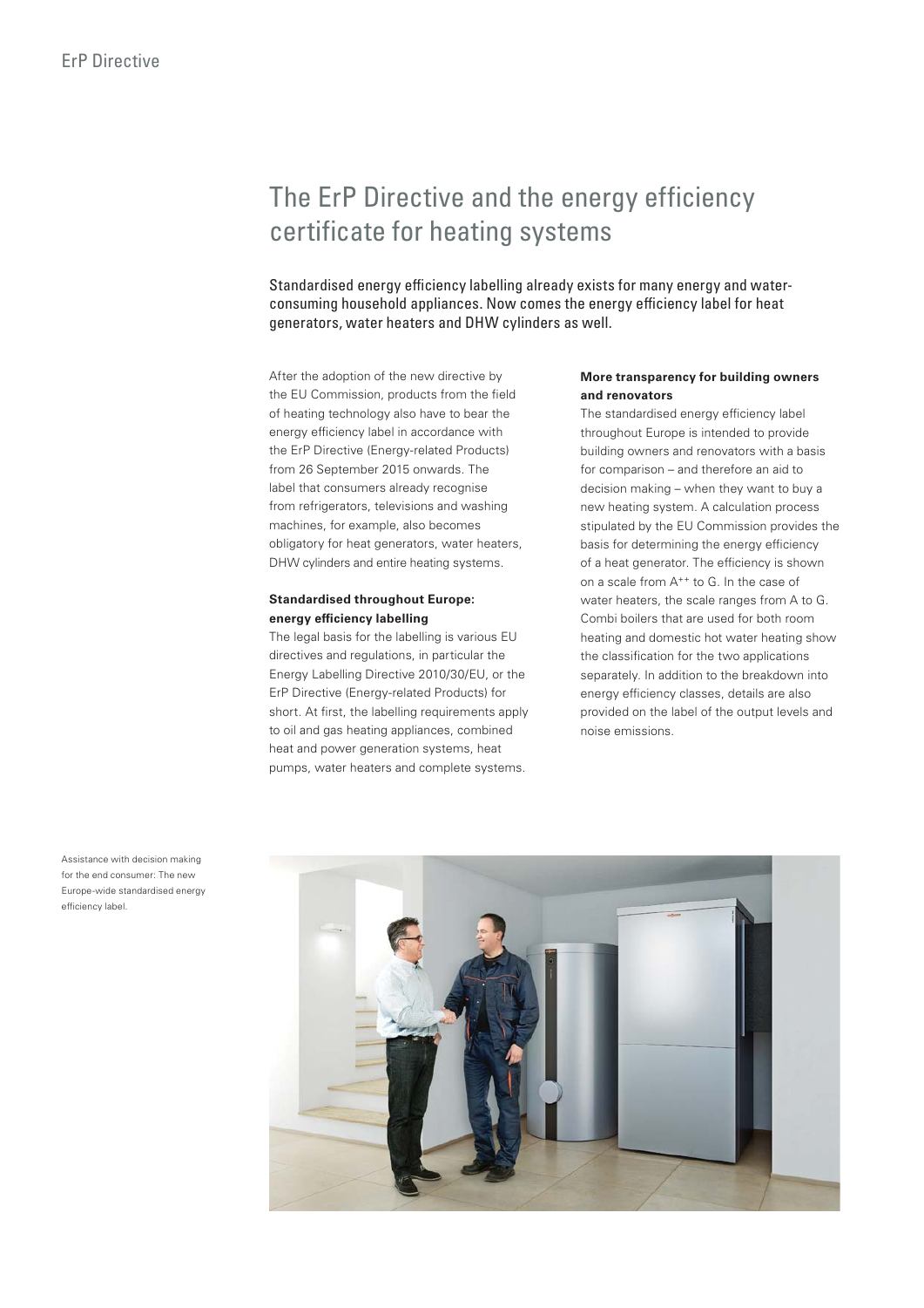# The ErP Directive and the energy efficiency certificate for heating systems

Standardised energy efficiency labelling already exists for many energy and water-consuming household appliances. Now comes the energy efficiency label for heat generators, water heaters and DHW cylinders as well.

After the adoption of the new directive by the EU Commission, products from the field of heating technology also have to bear the energy efficiency label in accordance with the ErP Directive (Energy-related Products) from 26 September 2015 onwards. The label that consumers already recognise from refrigerators, televisions and washing machines, for example, also becomes obligatory for heat generators, water heaters, DHW cylinders and entire heating systems.

**Standardised throughout Europe: energy efficiency labelling**

The legal basis for the labelling is various EU directives and regulations, in particular the Energy Labelling Directive 2010/30/EU, or the ErP Directive (Energy-related Products) for short. At first, the labelling requirements apply to oil and gas heating appliances, combined heat and power generation systems, heat pumps, water heaters and complete systems.

**More transparency for building owners and renovators**

The standardised energy efficiency label throughout Europe is intended to provide building owners and renovators with a basis for comparison – and therefore an aid to decision making – when they want to buy a new heating system. A calculation process stipulated by the EU Commission provides the basis for determining the energy efficiency of a heat generator. The efficiency is shown on a scale from A++ to G. In the case of water heaters, the scale ranges from A to G. Combi boilers that are used for both room heating and domestic hot water heating show the classification for the two applications separately. In addition to the breakdown into energy efficiency classes, details are also provided on the label of the output levels and noise emissions.

Assistance with decision making for the end consumer: The new Europe-wide standardised energy efficiency label.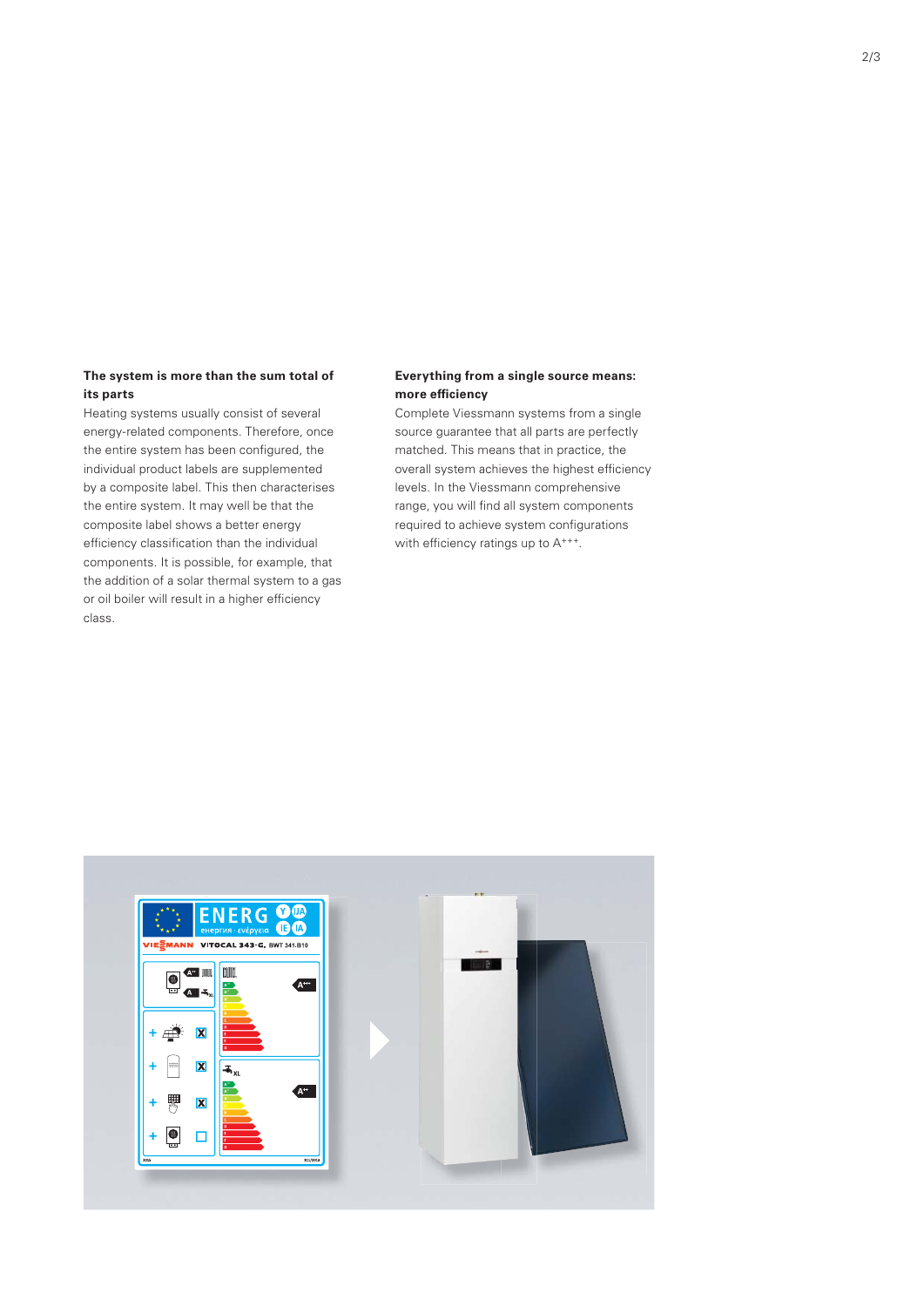**The system is more than the sum total of its parts**

Heating systems usually consist of several energy-related components. Therefore, once the entire system has been configured, the individual product labels are supplemented by a composite label. This then characterises the entire system. It may well be that the composite label shows a better energy efficiency classification than the individual components. It is possible, for example, that the addition of a solar thermal system to a gas or oil boiler will result in a higher efficiency class.

**Everything from a single source means: more efficiency**

Complete Viessmann systems from a single source guarantee that all parts are perfectly matched. This means that in practice, the overall system achieves the highest efficiency levels. In the Viessmann comprehensive range, you will find all system components required to achieve system configurations with efficiency ratings up to A+++.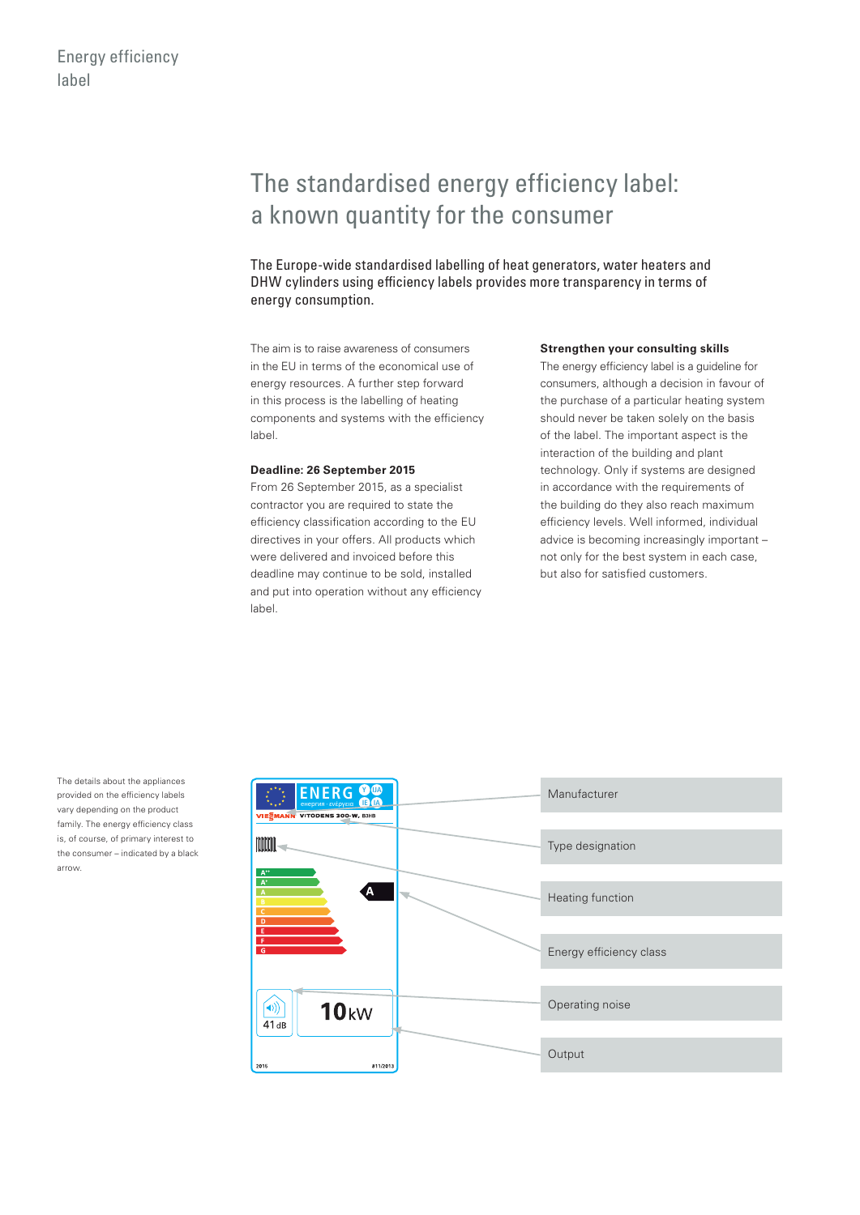Energy efficiency label

# The standardised energy efficiency label: a known quantity for the consumer

The Europe-wide standardised labelling of heat generators, water heaters and DHW cylinders using efficiency labels provides more transparency in terms of energy consumption.

The aim is to raise awareness of consumers in the EU in terms of the economical use of energy resources. A further step forward in this process is the labelling of heating components and systems with the efficiency label.

**Deadline: 26 September 2015**

From 26 September 2015, as a specialist contractor you are required to state the efficiency classification according to the EU directives in your offers. All products which were delivered and invoiced before this deadline may continue to be sold, installed and put into operation without any efficiency label.

**Strengthen your consulting skills**

The energy efficiency label is a guideline for consumers, although a decision in favour of the purchase of a particular heating system should never be taken solely on the basis of the label. The important aspect is the interaction of the building and plant technology. Only if systems are designed in accordance with the requirements of the building do they also reach maximum efficiency levels. Well informed, individual advice is becoming increasingly important – not only for the best system in each case, but also for satisfied customers.

The details about the appliances provided on the efficiency labels vary depending on the product family. The energy efficiency class is, of course, of primary interest to the consumer – indicated by a black arrow.

ENERG

VIESMANN VITODENS 300-W, B3HB

A

41 dB

10 kW

2015

811/2013

- Manufacturer
- Type designation
- Heating function
- Energy efficiency class
- Operating noise
- Output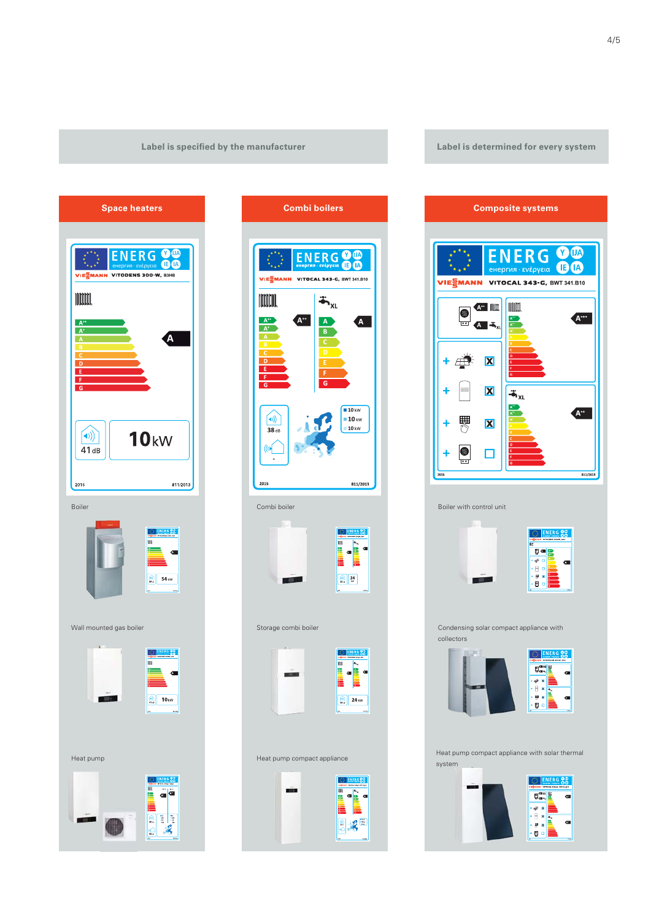Label is specified by the manufacturer

Label is determined for every system

## Space heaters

## Combi boilers

## Composite systems

Boiler

Combi boiler

Boiler with control unit

Wall mounted gas boiler

Storage combi boiler

Condensing solar compact appliance with collectors

Heat pump

Heat pump compact appliance

Heat pump compact appliance with solar thermal system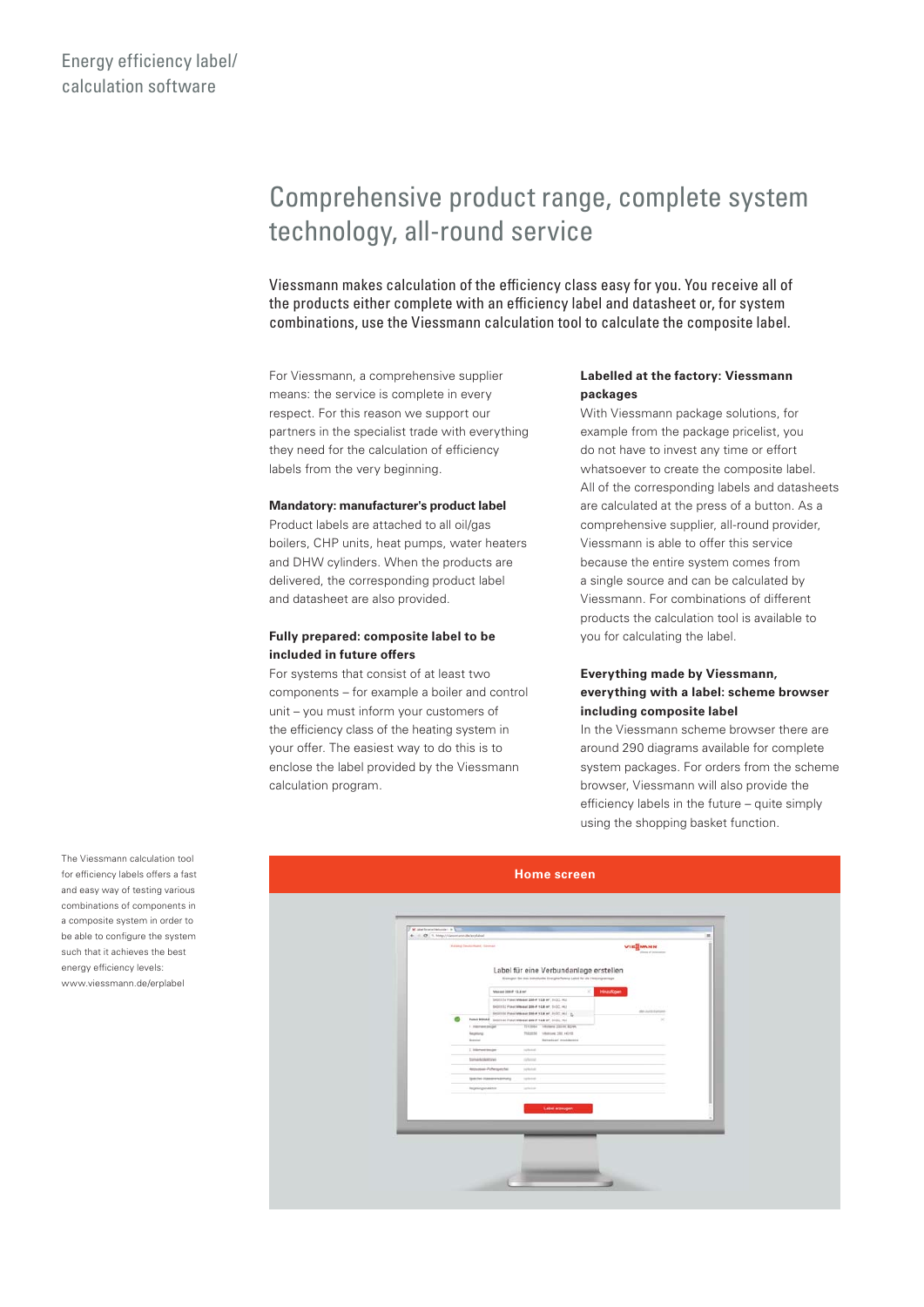Energy efficiency label/ calculation software

# Comprehensive product range, complete system technology, all-round service

Viessmann makes calculation of the efficiency class easy for you. You receive all of the products either complete with an efficiency label and datasheet or, for system combinations, use the Viessmann calculation tool to calculate the composite label.

For Viessmann, a comprehensive supplier means: the service is complete in every respect. For this reason we support our partners in the specialist trade with everything they need for the calculation of efficiency labels from the very beginning.

**Mandatory: manufacturer's product label**

Product labels are attached to all oil/gas boilers, CHP units, heat pumps, water heaters and DHW cylinders. When the products are delivered, the corresponding product label and datasheet are also provided.

**Fully prepared: composite label to be included in future offers**

For systems that consist of at least two components – for example a boiler and control unit – you must inform your customers of the efficiency class of the heating system in your offer. The easiest way to do this is to enclose the label provided by the Viessmann calculation program.

**Labelled at the factory: Viessmann packages**

With Viessmann package solutions, for example from the package pricelist, you do not have to invest any time or effort whatsoever to create the composite label. All of the corresponding labels and datasheets are calculated at the press of a button. As a comprehensive supplier, all-round provider, Viessmann is able to offer this service because the entire system comes from a single source and can be calculated by Viessmann. For combinations of different products the calculation tool is available to you for calculating the label.

**Everything made by Viessmann, everything with a label: scheme browser including composite label**

In the Viessmann scheme browser there are around 290 diagrams available for complete system packages. For orders from the scheme browser, Viessmann will also provide the efficiency labels in the future – quite simply using the shopping basket function.

The Viessmann calculation tool for efficiency labels offers a fast and easy way of testing various combinations of components in a composite system in order to be able to configure the system such that it achieves the best energy efficiency levels: www.viessmann.de/erplabel

**Home screen**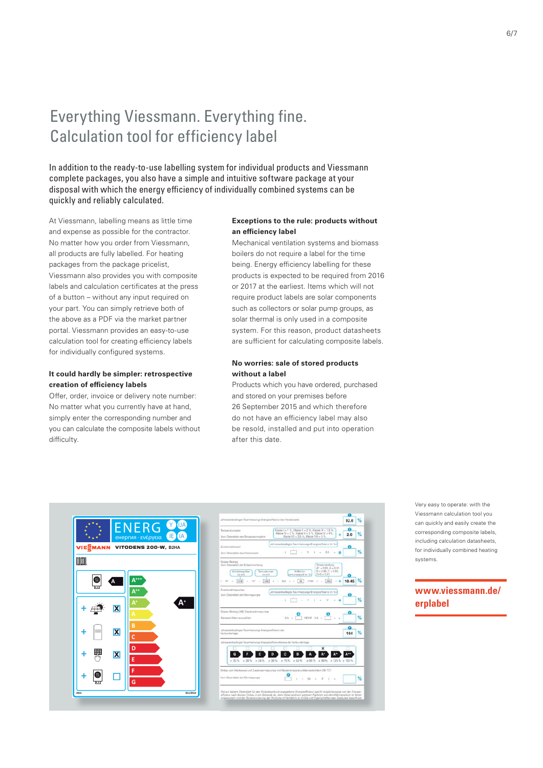# Everything Viessmann. Everything fine.
## Calculation tool for efficiency label

In addition to the ready-to-use labelling system for individual products and Viessmann complete packages, you also have a simple and intuitive software package at your disposal with which the energy efficiency of individually combined systems can be quickly and reliably calculated.

At Viessmann, labelling means as little time and expense as possible for the contractor. No matter how you order from Viessmann, all products are fully labelled. For heating packages from the package pricelist, Viessmann also provides you with composite labels and calculation certificates at the press of a button – without any input required on your part. You can simply retrieve both of the above as a PDF via the market partner portal. Viessmann provides an easy-to-use calculation tool for creating efficiency labels for individually configured systems.

**It could hardly be simpler: retrospective creation of efficiency labels**

Offer, order, invoice or delivery note number: No matter what you currently have at hand, simply enter the corresponding number and you can calculate the composite labels without difficulty.

**Exceptions to the rule: products without an efficiency label**

Mechanical ventilation systems and biomass boilers do not require a label for the time being. Energy efficiency labelling for these products is expected to be required from 2016 or 2017 at the earliest. Items which will not require product labels are solar components such as collectors or solar pump groups, as solar thermal is only used in a composite system. For this reason, product datasheets are sufficient for calculating composite labels.

**No worries: sale of stored products without a label**

Products which you have ordered, purchased and stored on your premises before 26 September 2015 and which therefore do not have an efficiency label may also be resold, installed and put into operation after this date.

Very easy to operate: with the Viessmann calculation tool you can quickly and easily create the corresponding composite labels, including calculation datasheets, for individually combined heating systems.

**www.viessmann.de/erplabel**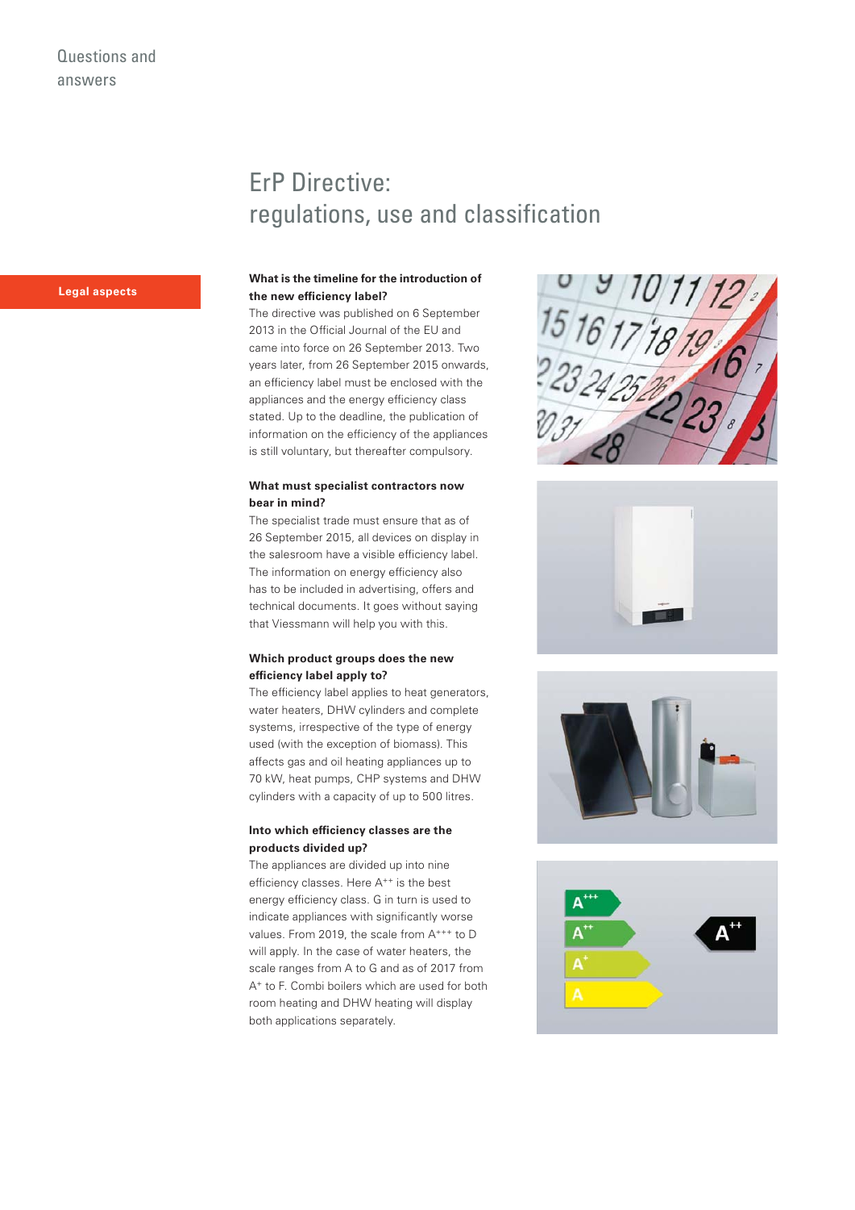Questions and answers

# ErP Directive: regulations, use and classification

**Legal aspects**

**What is the timeline for the introduction of the new efficiency label?**

The directive was published on 6 September 2013 in the Official Journal of the EU and came into force on 26 September 2013. Two years later, from 26 September 2015 onwards, an efficiency label must be enclosed with the appliances and the energy efficiency class stated. Up to the deadline, the publication of information on the efficiency of the appliances is still voluntary, but thereafter compulsory.

**What must specialist contractors now bear in mind?**

The specialist trade must ensure that as of 26 September 2015, all devices on display in the salesroom have a visible efficiency label. The information on energy efficiency also has to be included in advertising, offers and technical documents. It goes without saying that Viessmann will help you with this.

**Which product groups does the new efficiency label apply to?**

The efficiency label applies to heat generators, water heaters, DHW cylinders and complete systems, irrespective of the type of energy used (with the exception of biomass). This affects gas and oil heating appliances up to 70 kW, heat pumps, CHP systems and DHW cylinders with a capacity of up to 500 litres.

**Into which efficiency classes are the products divided up?**

The appliances are divided up into nine efficiency classes. Here A$^{++}$ is the best energy efficiency class. G in turn is used to indicate appliances with significantly worse values. From 2019, the scale from A$^{+++}$ to D will apply. In the case of water heaters, the scale ranges from A to G and as of 2017 from A$^{+}$ to F. Combi boilers which are used for both room heating and DHW heating will display both applications separately.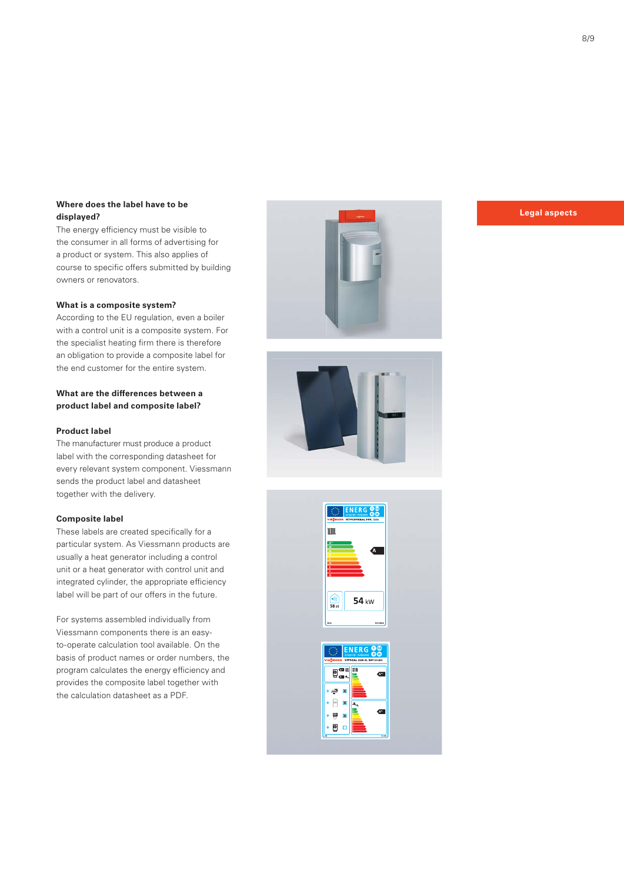Legal aspects

**Where does the label have to be displayed?**

The energy efficiency must be visible to the consumer in all forms of advertising for a product or system. This also applies of course to specific offers submitted by building owners or renovators.

**What is a composite system?**

According to the EU regulation, even a boiler with a control unit is a composite system. For the specialist heating firm there is therefore an obligation to provide a composite label for the end customer for the entire system.

**What are the differences between a product label and composite label?**

**Product label**

The manufacturer must produce a product label with the corresponding datasheet for every relevant system component. Viessmann sends the product label and datasheet together with the delivery.

**Composite label**

These labels are created specifically for a particular system. As Viessmann products are usually a heat generator including a control unit or a heat generator with control unit and integrated cylinder, the appropriate efficiency label will be part of our offers in the future.

For systems assembled individually from Viessmann components there is an easy-to-operate calculation tool available. On the basis of product names or order numbers, the program calculates the energy efficiency and provides the composite label together with the calculation datasheet as a PDF.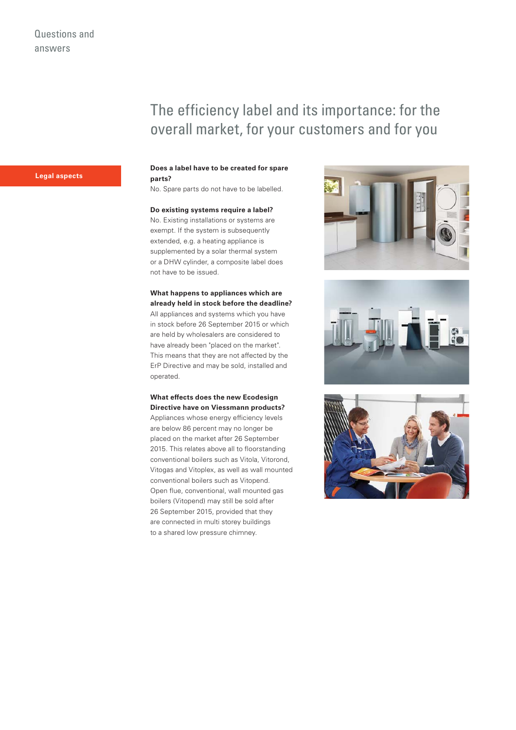Questions and answers

# The efficiency label and its importance: for the overall market, for your customers and for you

## Legal aspects

**Does a label have to be created for spare parts?**
No. Spare parts do not have to be labelled.

**Do existing systems require a label?**
No. Existing installations or systems are exempt. If the system is subsequently extended, e.g. a heating appliance is supplemented by a solar thermal system or a DHW cylinder, a composite label does not have to be issued.

**What happens to appliances which are already held in stock before the deadline?**
All appliances and systems which you have in stock before 26 September 2015 or which are held by wholesalers are considered to have already been "placed on the market". This means that they are not affected by the ErP Directive and may be sold, installed and operated.

**What effects does the new Ecodesign Directive have on Viessmann products?**
Appliances whose energy efficiency levels are below 86 percent may no longer be placed on the market after 26 September 2015. This relates above all to floorstanding conventional boilers such as Vitola, Vitorond, Vitogas and Vitoplex, as well as wall mounted conventional boilers such as Vitopend. Open flue, conventional, wall mounted gas boilers (Vitopend) may still be sold after 26 September 2015, provided that they are connected in multi storey buildings to a shared low pressure chimney.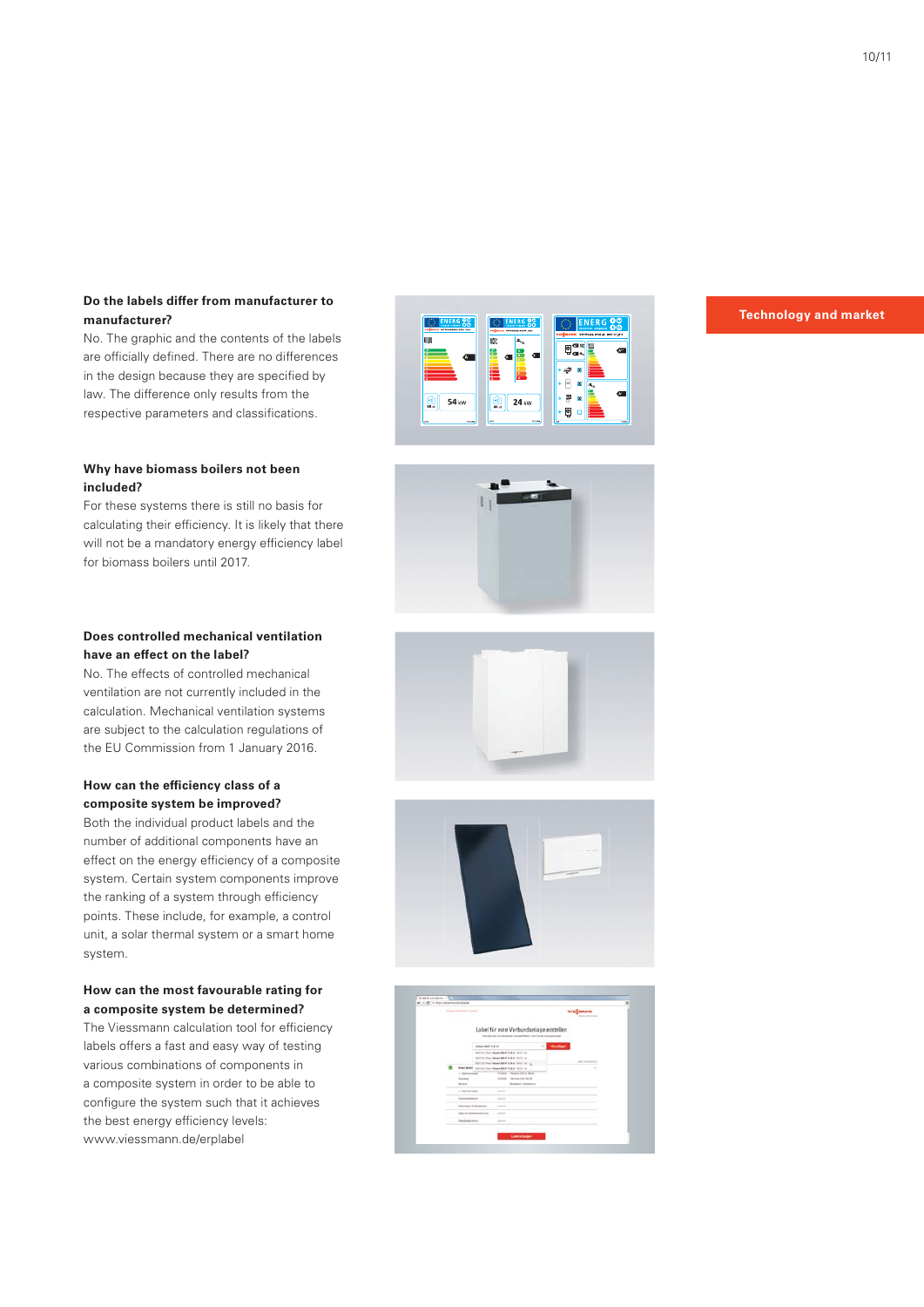**Technology and market**

**Do the labels differ from manufacturer to manufacturer?**
No. The graphic and the contents of the labels are officially defined. There are no differences in the design because they are specified by law. The difference only results from the respective parameters and classifications.

**Why have biomass boilers not been included?**
For these systems there is still no basis for calculating their efficiency. It is likely that there will not be a mandatory energy efficiency label for biomass boilers until 2017.

**Does controlled mechanical ventilation have an effect on the label?**
No. The effects of controlled mechanical ventilation are not currently included in the calculation. Mechanical ventilation systems are subject to the calculation regulations of the EU Commission from 1 January 2016.

**How can the efficiency class of a composite system be improved?**
Both the individual product labels and the number of additional components have an effect on the energy efficiency of a composite system. Certain system components improve the ranking of a system through efficiency points. These include, for example, a control unit, a solar thermal system or a smart home system.

**How can the most favourable rating for a composite system be determined?**
The Viessmann calculation tool for efficiency labels offers a fast and easy way of testing various combinations of components in a composite system in order to be able to configure the system such that it achieves the best energy efficiency levels: www.viessmann.de/erplabel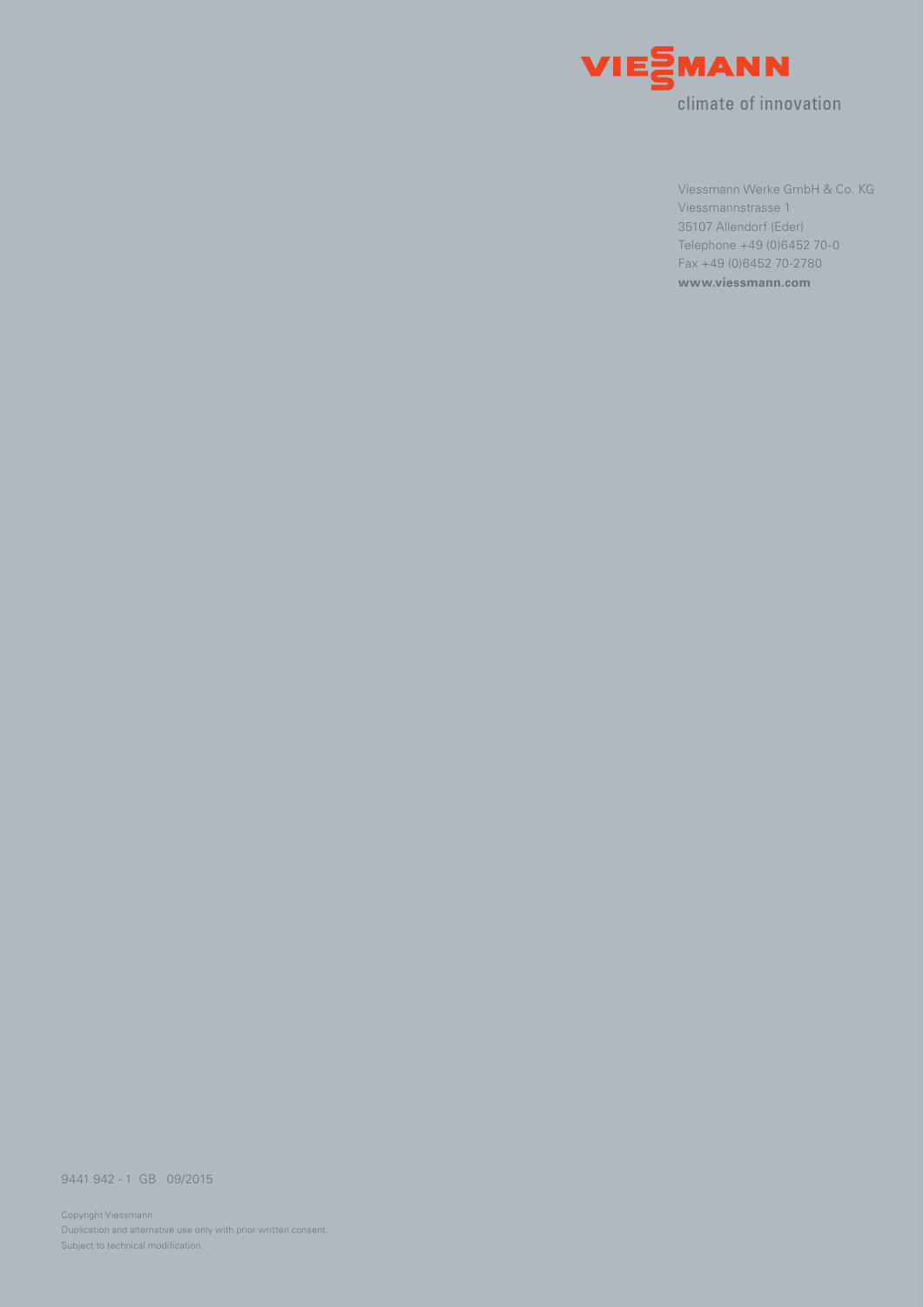VIESMANN

climate of innovation

Viessmann Werke GmbH & Co. KG
Viessmannstrasse 1
35107 Allendorf (Eder)
Telephone +49 (0)6452 70-0
Fax +49 (0)6452 70-2780
**www.viessmann.com**

9441 942 - 1 GB 09/2015

Copyright Viessmann
Duplication and alternative use only with prior written consent.
Subject to technical modification.